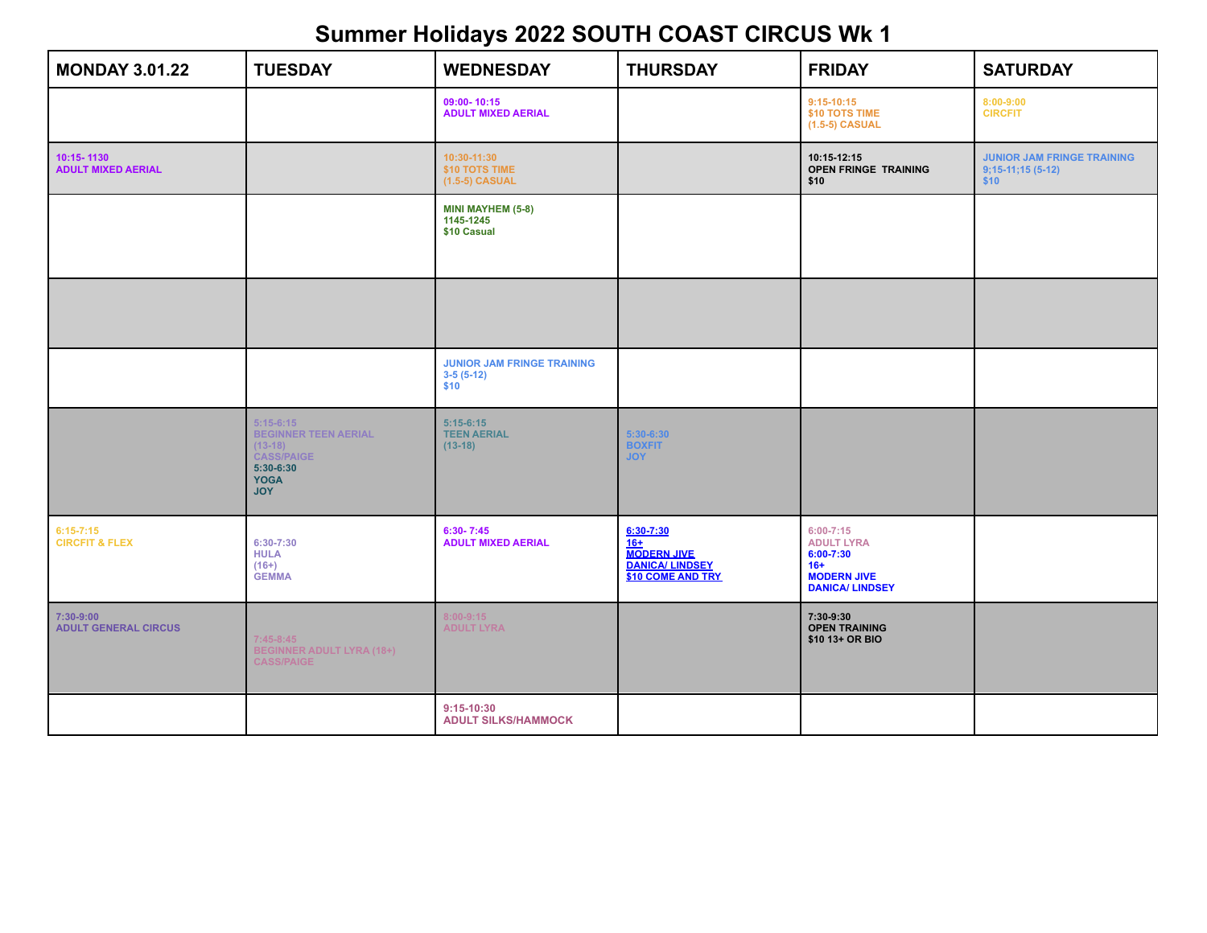# Summer Holidays 2022 SOUTH COAST CIRCUS Wk 1

| MONDAY 3.01.22 | TUESDAY | WEDNESDAY | THURSDAY | FRIDAY | SATURDAY |
|---|---|---|---|---|---|
| | | 09:00- 10:15<br>ADULT MIXED AERIAL | | 9:15-10:15<br>$10 TOTS TIME<br>(1.5-5) CASUAL | 8:00-9:00<br>CIRCFIT |
| 10:15- 1130<br>ADULT MIXED AERIAL | | 10:30-11:30<br>$10 TOTS TIME<br>(1.5-5) CASUAL | | 10:15-12:15<br>OPEN FRINGE TRAINING<br>$10 | JUNIOR JAM FRINGE TRAINING<br>9;15-11;15 (5-12)<br>$10 |
| | | MINI MAYHEM (5-8)<br>1145-1245<br>$10 Casual | | | |
| | | | | | |
| | | JUNIOR JAM FRINGE TRAINING<br>3-5 (5-12)<br>$10 | | | |
| | 5:15-6:15<br>BEGINNER TEEN AERIAL<br>(13-18)<br>CASS/PAIGE<br>5:30-6:30<br>YOGA<br>JOY | 5:15-6:15<br>TEEN AERIAL<br>(13-18) | 5:30-6:30<br>BOXFIT<br>JOY | | |
| 6:15-7:15<br>CIRCFIT & FLEX | 6:30-7:30<br>HULA<br>(16+)<br>GEMMA | 6:30- 7:45<br>ADULT MIXED AERIAL | 6:30-7:30<br>16+<br>MODERN JIVE<br>DANICA/ LINDSEY<br>$10 COME AND TRY | 6:00-7:15<br>ADULT LYRA<br>6:00-7:30<br>16+<br>MODERN JIVE<br>DANICA/ LINDSEY | |
| 7:30-9:00<br>ADULT GENERAL CIRCUS | 7:45-8:45<br>BEGINNER ADULT LYRA (18+)<br>CASS/PAIGE | 8:00-9:15<br>ADULT LYRA | | 7:30-9:30<br>OPEN TRAINING<br>$10 13+ OR BIO | |
| | | 9:15-10:30<br>ADULT SILKS/HAMMOCK | | | |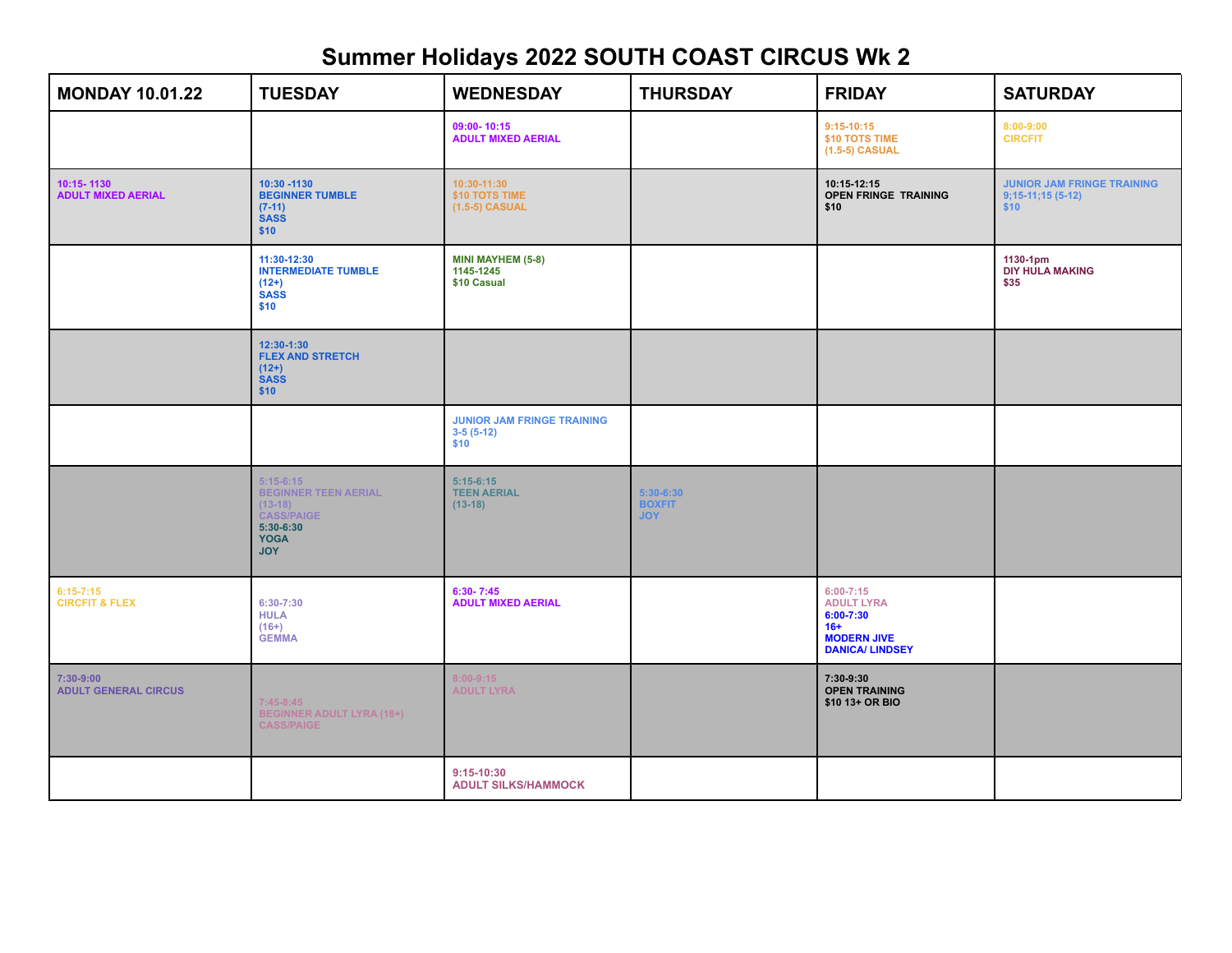# Summer Holidays 2022 SOUTH COAST CIRCUS Wk 2

| MONDAY 10.01.22 | TUESDAY | WEDNESDAY | THURSDAY | FRIDAY | SATURDAY |
| --- | --- | --- | --- | --- | --- |
| | | 09:00- 10:15 ADULT MIXED AERIAL | | 9:15-10:15 $10 TOTS TIME (1.5-5) CASUAL | 8:00-9:00 CIRCFIT |
| 10:15- 1130 ADULT MIXED AERIAL | 10:30 -1130 BEGINNER TUMBLE (7-11) SASS $10 | 10:30-11:30 $10 TOTS TIME (1.5-5) CASUAL | | 10:15-12:15 OPEN FRINGE TRAINING $10 | JUNIOR JAM FRINGE TRAINING 9;15-11;15 (5-12) $10 |
| | 11:30-12:30 INTERMEDIATE TUMBLE (12+) SASS $10 | MINI MAYHEM (5-8) 1145-1245 $10 Casual | | | 1130-1pm DIY HULA MAKING $35 |
| | 12:30-1:30 FLEX AND STRETCH (12+) SASS $10 | | | | |
| | | JUNIOR JAM FRINGE TRAINING 3-5 (5-12) $10 | | | |
| | 5:15-6:15 BEGINNER TEEN AERIAL (13-18) CASS/PAIGE 5:30-6:30 YOGA JOY | 5:15-6:15 TEEN AERIAL (13-18) | 5:30-6:30 BOXFIT JOY | | |
| 6:15-7:15 CIRCFIT & FLEX | 6:30-7:30 HULA (16+) GEMMA | 6:30- 7:45 ADULT MIXED AERIAL | | 6:00-7:15 ADULT LYRA 6:00-7:30 16+ MODERN JIVE DANICA/ LINDSEY | |
| 7:30-9:00 ADULT GENERAL CIRCUS | 7:45-8:45 BEGINNER ADULT LYRA (18+) CASS/PAIGE | 8:00-9:15 ADULT LYRA | | 7:30-9:30 OPEN TRAINING $10 13+ OR BIO | |
| | | 9:15-10:30 ADULT SILKS/HAMMOCK | | | |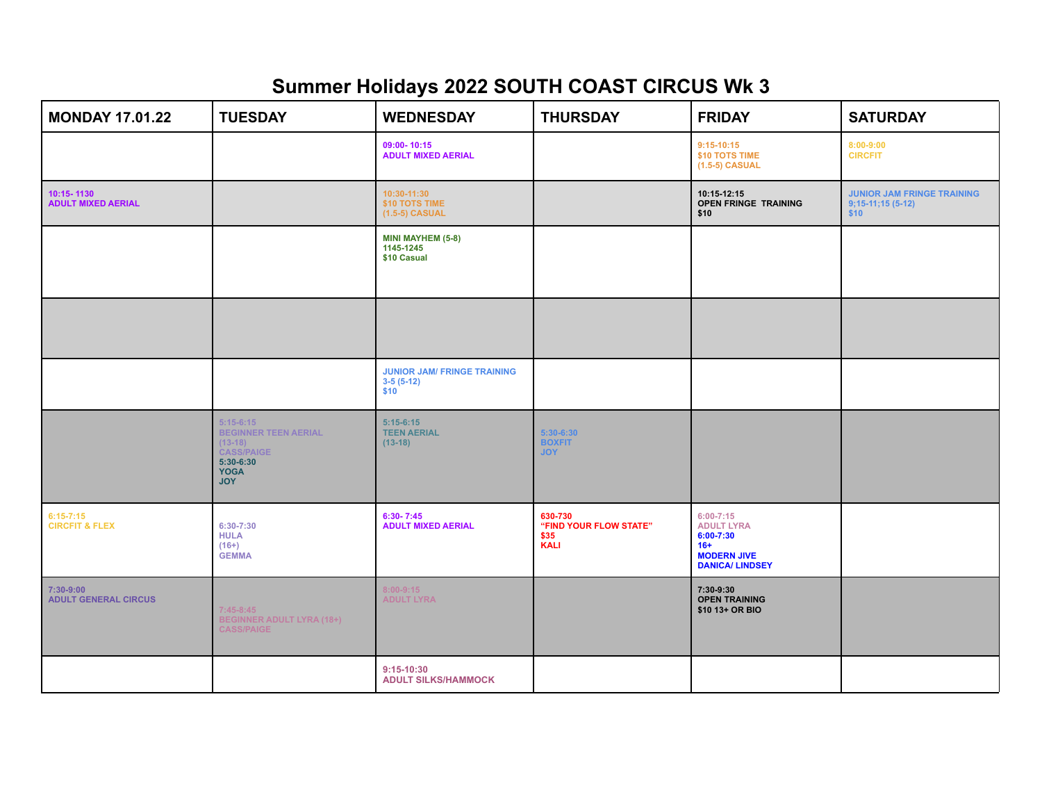# Summer Holidays 2022 SOUTH COAST CIRCUS Wk 3

| MONDAY 17.01.22 | TUESDAY | WEDNESDAY | THURSDAY | FRIDAY | SATURDAY |
|---|---|---|---|---|---|
| | | 09:00- 10:15<br>ADULT MIXED AERIAL | | 9:15-10:15<br>$10 TOTS TIME<br>(1.5-5) CASUAL | 8:00-9:00<br>CIRCFIT |
| 10:15- 1130<br>ADULT MIXED AERIAL | | 10:30-11:30<br>$10 TOTS TIME<br>(1.5-5) CASUAL | | 10:15-12:15<br>OPEN FRINGE TRAINING<br>$10 | JUNIOR JAM FRINGE TRAINING<br>9;15-11;15 (5-12)<br>$10 |
| | | MINI MAYHEM (5-8)<br>1145-1245<br>$10 Casual | | | |
| | | | | | |
| | | JUNIOR JAM/ FRINGE TRAINING<br>3-5 (5-12)<br>$10 | | | |
| | 5:15-6:15<br>BEGINNER TEEN AERIAL<br>(13-18)<br>CASS/PAIGE<br>5:30-6:30<br>YOGA<br>JOY | 5:15-6:15<br>TEEN AERIAL<br>(13-18) | 5:30-6:30<br>BOXFIT<br>JOY | | |
| 6:15-7:15<br>CIRCFIT & FLEX | 6:30-7:30<br>HULA<br>(16+)<br>GEMMA | 6:30- 7:45<br>ADULT MIXED AERIAL | 630-730<br>"FIND YOUR FLOW STATE"<br>$35<br>KALI | 6:00-7:15<br>ADULT LYRA<br>6:00-7:30<br>16+<br>MODERN JIVE<br>DANICA/ LINDSEY | |
| 7:30-9:00<br>ADULT GENERAL CIRCUS | 7:45-8:45<br>BEGINNER ADULT LYRA (18+)<br>CASS/PAIGE | 8:00-9:15<br>ADULT LYRA | | 7:30-9:30<br>OPEN TRAINING<br>$10 13+ OR BIO | |
| | | 9:15-10:30<br>ADULT SILKS/HAMMOCK | | | |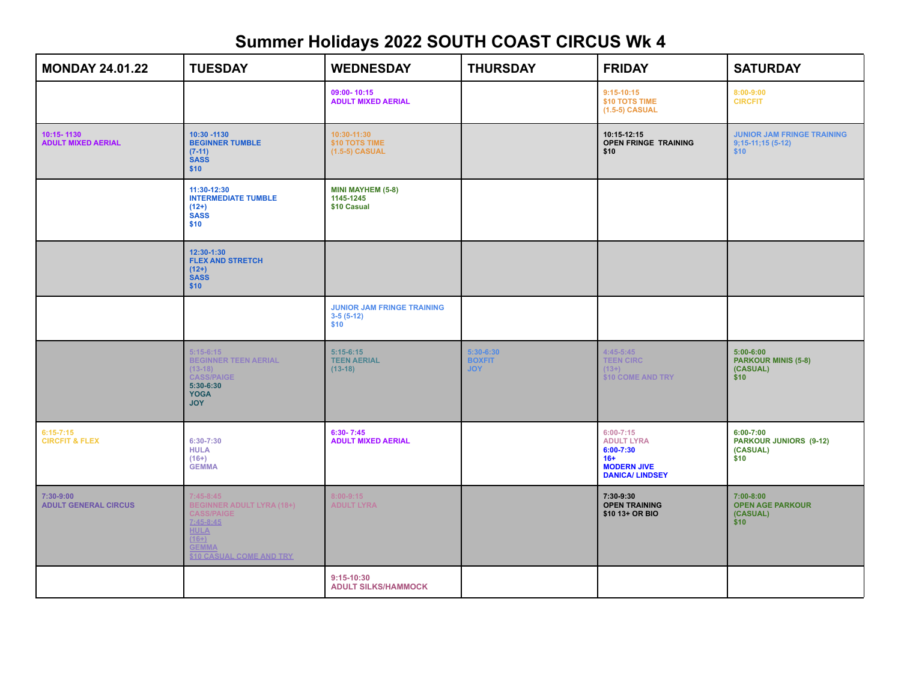# Summer Holidays 2022 SOUTH COAST CIRCUS Wk 4

| MONDAY 24.01.22 | TUESDAY | WEDNESDAY | THURSDAY | FRIDAY | SATURDAY |
|---|---|---|---|---|---|
| | | 09:00- 10:15<br>ADULT MIXED AERIAL | | 9:15-10:15<br>$10 TOTS TIME<br>(1.5-5) CASUAL | 8:00-9:00<br>CIRCFIT |
| 10:15- 1130<br>ADULT MIXED AERIAL | 10:30 -1130<br>BEGINNER TUMBLE<br>(7-11)<br>SASS<br>$10 | 10:30-11:30<br>$10 TOTS TIME<br>(1.5-5) CASUAL | | 10:15-12:15<br>OPEN FRINGE TRAINING<br>$10 | JUNIOR JAM FRINGE TRAINING<br>9;15-11;15 (5-12)<br>$10 |
| | 11:30-12:30<br>INTERMEDIATE TUMBLE<br>(12+)<br>SASS<br>$10 | MINI MAYHEM (5-8)<br>1145-1245<br>$10 Casual | | | |
| | 12:30-1:30<br>FLEX AND STRETCH<br>(12+)<br>SASS<br>$10 | | | | |
| | | JUNIOR JAM FRINGE TRAINING<br>3-5 (5-12)<br>$10 | | | |
| | 5:15-6:15<br>BEGINNER TEEN AERIAL<br>(13-18)<br>CASS/PAIGE<br>5:30-6:30<br>YOGA<br>JOY | 5:15-6:15<br>TEEN AERIAL<br>(13-18) | 5:30-6:30<br>BOXFIT<br>JOY | 4:45-5:45<br>TEEN CIRC<br>(13+)<br>$10 COME AND TRY | 5:00-6:00<br>PARKOUR MINIS (5-8)<br>(CASUAL)<br>$10 |
| 6:15-7:15<br>CIRCFIT & FLEX | 6:30-7:30<br>HULA<br>(16+)<br>GEMMA | 6:30- 7:45<br>ADULT MIXED AERIAL | | 6:00-7:15<br>ADULT LYRA<br>6:00-7:30<br>16+<br>MODERN JIVE<br>DANICA/ LINDSEY | 6:00-7:00<br>PARKOUR JUNIORS (9-12)<br>(CASUAL)<br>$10 |
| 7:30-9:00<br>ADULT GENERAL CIRCUS | 7:45-8:45<br>BEGINNER ADULT LYRA (18+)<br>CASS/PAIGE<br>7:45-8:45<br>HULA<br>(16+)<br>GEMMA<br>$10 CASUAL COME AND TRY | 8:00-9:15<br>ADULT LYRA | | 7:30-9:30<br>OPEN TRAINING<br>$10 13+ OR BIO | 7:00-8:00<br>OPEN AGE PARKOUR<br>(CASUAL)<br>$10 |
| | | 9:15-10:30<br>ADULT SILKS/HAMMOCK | | | |